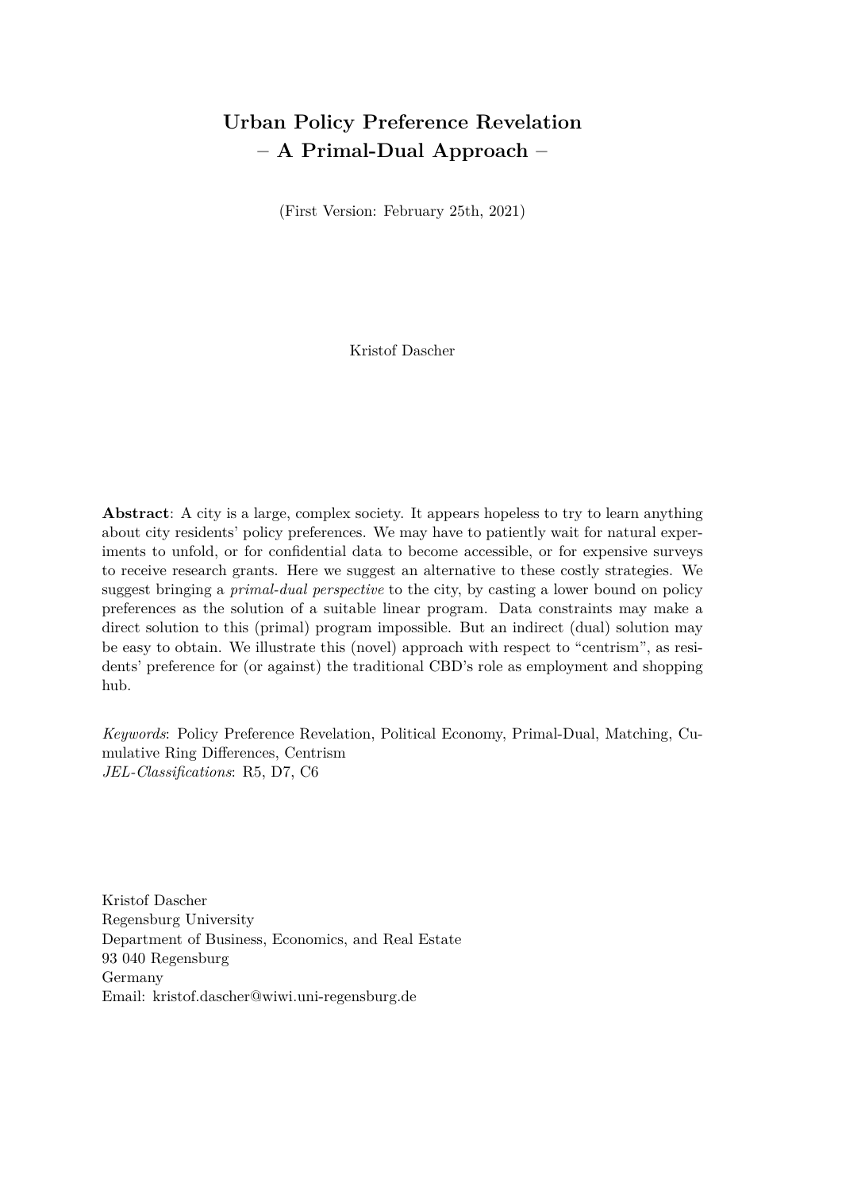# Urban Policy Preference Revelation
# – A Primal-Dual Approach –

(First Version: February 25th, 2021)

Kristof Dascher

**Abstract**: A city is a large, complex society. It appears hopeless to try to learn anything about city residents' policy preferences. We may have to patiently wait for natural experiments to unfold, or for confidential data to become accessible, or for expensive surveys to receive research grants. Here we suggest an alternative to these costly strategies. We suggest bringing a *primal-dual perspective* to the city, by casting a lower bound on policy preferences as the solution of a suitable linear program. Data constraints may make a direct solution to this (primal) program impossible. But an indirect (dual) solution may be easy to obtain. We illustrate this (novel) approach with respect to "centrism", as residents' preference for (or against) the traditional CBD's role as employment and shopping hub.

*Keywords*: Policy Preference Revelation, Political Economy, Primal-Dual, Matching, Cumulative Ring Differences, Centrism
*JEL-Classifications*: R5, D7, C6

Kristof Dascher
Regensburg University
Department of Business, Economics, and Real Estate
93 040 Regensburg
Germany
Email: kristof.dascher@wiwi.uni-regensburg.de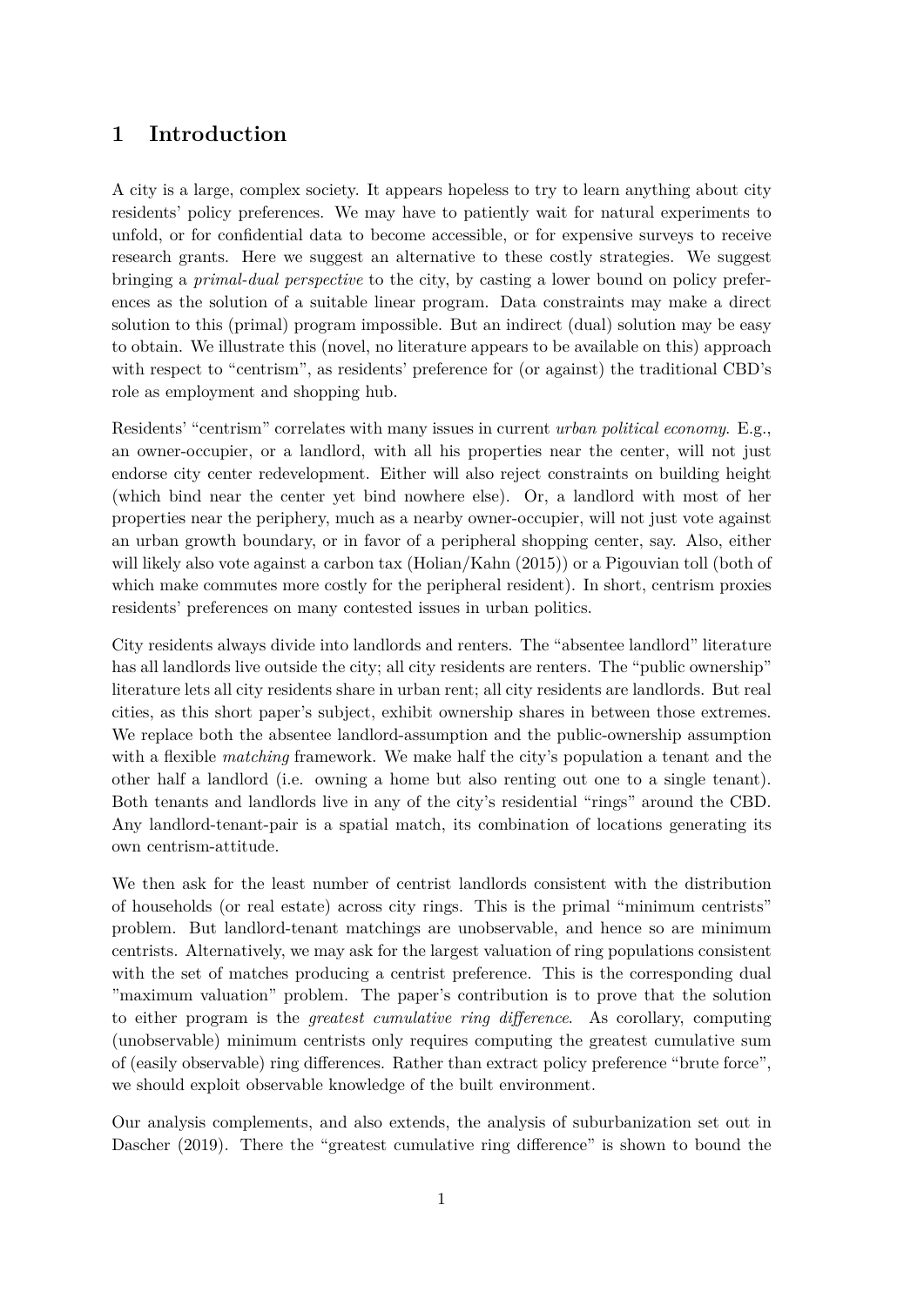# 1 Introduction

A city is a large, complex society. It appears hopeless to try to learn anything about city residents' policy preferences. We may have to patiently wait for natural experiments to unfold, or for confidential data to become accessible, or for expensive surveys to receive research grants. Here we suggest an alternative to these costly strategies. We suggest bringing a *primal-dual perspective* to the city, by casting a lower bound on policy preferences as the solution of a suitable linear program. Data constraints may make a direct solution to this (primal) program impossible. But an indirect (dual) solution may be easy to obtain. We illustrate this (novel, no literature appears to be available on this) approach with respect to "centrism", as residents' preference for (or against) the traditional CBD's role as employment and shopping hub.

Residents' "centrism" correlates with many issues in current *urban political economy*. E.g., an owner-occupier, or a landlord, with all his properties near the center, will not just endorse city center redevelopment. Either will also reject constraints on building height (which bind near the center yet bind nowhere else). Or, a landlord with most of her properties near the periphery, much as a nearby owner-occupier, will not just vote against an urban growth boundary, or in favor of a peripheral shopping center, say. Also, either will likely also vote against a carbon tax (Holian/Kahn (2015)) or a Pigouvian toll (both of which make commutes more costly for the peripheral resident). In short, centrism proxies residents' preferences on many contested issues in urban politics.

City residents always divide into landlords and renters. The "absentee landlord" literature has all landlords live outside the city; all city residents are renters. The "public ownership" literature lets all city residents share in urban rent; all city residents are landlords. But real cities, as this short paper's subject, exhibit ownership shares in between those extremes. We replace both the absentee landlord-assumption and the public-ownership assumption with a flexible *matching* framework. We make half the city's population a tenant and the other half a landlord (i.e. owning a home but also renting out one to a single tenant). Both tenants and landlords live in any of the city's residential "rings" around the CBD. Any landlord-tenant-pair is a spatial match, its combination of locations generating its own centrism-attitude.

We then ask for the least number of centrist landlords consistent with the distribution of households (or real estate) across city rings. This is the primal "minimum centrists" problem. But landlord-tenant matchings are unobservable, and hence so are minimum centrists. Alternatively, we may ask for the largest valuation of ring populations consistent with the set of matches producing a centrist preference. This is the corresponding dual "maximum valuation" problem. The paper's contribution is to prove that the solution to either program is the *greatest cumulative ring difference*. As corollary, computing (unobservable) minimum centrists only requires computing the greatest cumulative sum of (easily observable) ring differences. Rather than extract policy preference "brute force", we should exploit observable knowledge of the built environment.

Our analysis complements, and also extends, the analysis of suburbanization set out in Dascher (2019). There the "greatest cumulative ring difference" is shown to bound the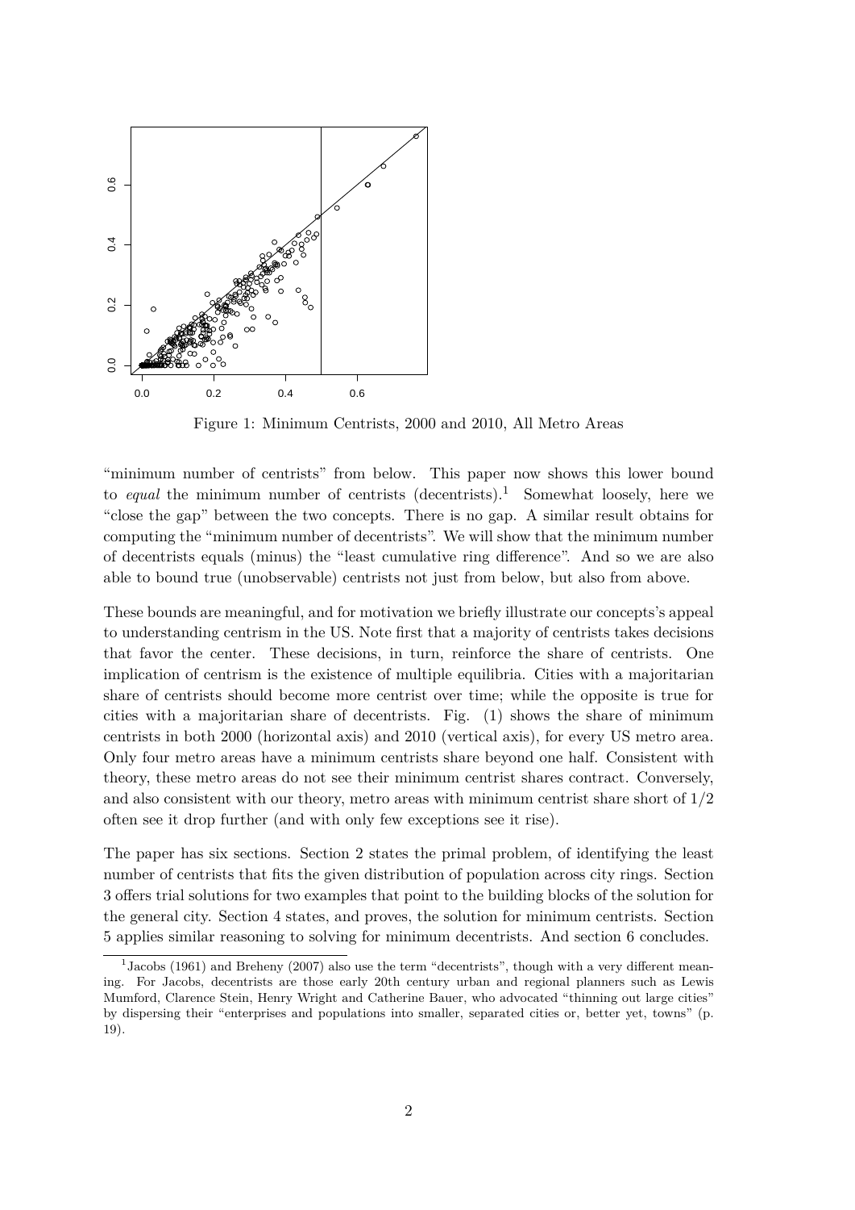Figure 1: Minimum Centrists, 2000 and 2010, All Metro Areas

"minimum number of centrists" from below. This paper now shows this lower bound to *equal* the minimum number of centrists (decentrists).[1] Somewhat loosely, here we "close the gap" between the two concepts. There is no gap. A similar result obtains for computing the "minimum number of decentrists". We will show that the minimum number of decentrists equals (minus) the "least cumulative ring difference". And so we are also able to bound true (unobservable) centrists not just from below, but also from above.

These bounds are meaningful, and for motivation we briefly illustrate our concepts's appeal to understanding centrism in the US. Note first that a majority of centrists takes decisions that favor the center. These decisions, in turn, reinforce the share of centrists. One implication of centrism is the existence of multiple equilibria. Cities with a majoritarian share of centrists should become more centrist over time; while the opposite is true for cities with a majoritarian share of decentrists. Fig. (1) shows the share of minimum centrists in both 2000 (horizontal axis) and 2010 (vertical axis), for every US metro area. Only four metro areas have a minimum centrists share beyond one half. Consistent with theory, these metro areas do not see their minimum centrist shares contract. Conversely, and also consistent with our theory, metro areas with minimum centrist share short of $1/2$ often see it drop further (and with only few exceptions see it rise).

The paper has six sections. Section 2 states the primal problem, of identifying the least number of centrists that fits the given distribution of population across city rings. Section 3 offers trial solutions for two examples that point to the building blocks of the solution for the general city. Section 4 states, and proves, the solution for minimum centrists. Section 5 applies similar reasoning to solving for minimum decentrists. And section 6 concludes.

[1] Jacobs (1961) and Breheny (2007) also use the term "decentrists", though with a very different meaning. For Jacobs, decentrists are those early 20th century urban and regional planners such as Lewis Mumford, Clarence Stein, Henry Wright and Catherine Bauer, who advocated "thinning out large cities" by dispersing their "enterprises and populations into smaller, separated cities or, better yet, towns" (p. 19).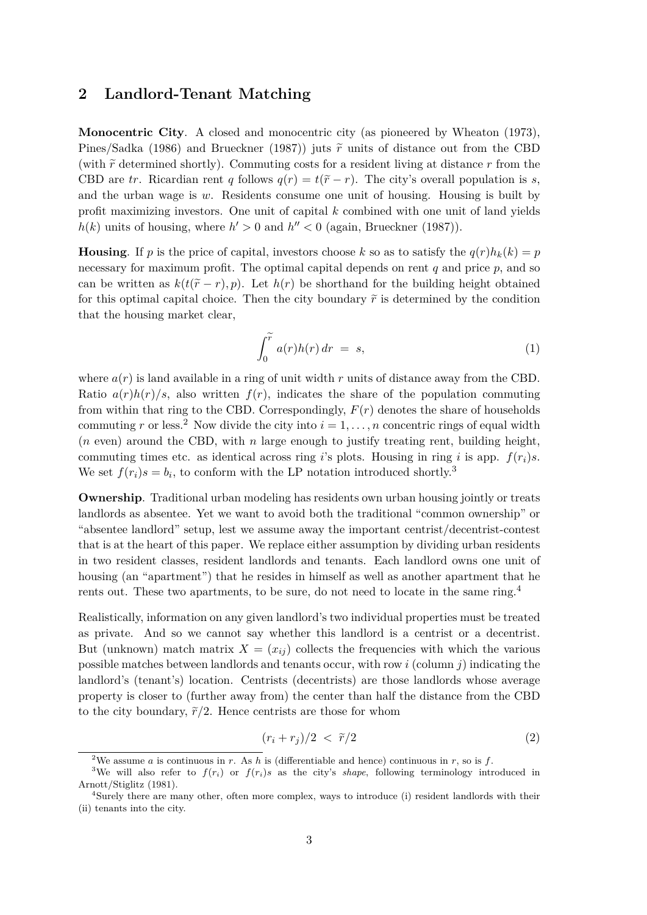## 2 Landlord-Tenant Matching

**Monocentric City**. A closed and monocentric city (as pioneered by Wheaton (1973), Pines/Sadka (1986) and Brueckner (1987)) juts $\widetilde{r}$ units of distance out from the CBD (with $\widetilde{r}$ determined shortly). Commuting costs for a resident living at distance $r$ from the CBD are $tr$. Ricardian rent $q$ follows $q(r) = t(\widetilde{r} - r)$. The city's overall population is $s$, and the urban wage is $w$. Residents consume one unit of housing. Housing is built by profit maximizing investors. One unit of capital $k$ combined with one unit of land yields $h(k)$ units of housing, where $h' > 0$ and $h'' < 0$ (again, Brueckner (1987)).

**Housing**. If $p$ is the price of capital, investors choose $k$ so as to satisfy the $q(r)h_k(k) = p$ necessary for maximum profit. The optimal capital depends on rent $q$ and price $p$, and so can be written as $k(t(\widetilde{r} - r), p)$. Let $h(r)$ be shorthand for the building height obtained for this optimal capital choice. Then the city boundary $\widetilde{r}$ is determined by the condition that the housing market clear,

$$\int_0^{\widetilde{r}} a(r)h(r)\,dr \;=\; s, \tag{1}$$

where $a(r)$ is land available in a ring of unit width $r$ units of distance away from the CBD. Ratio $a(r)h(r)/s$, also written $f(r)$, indicates the share of the population commuting from within that ring to the CBD. Correspondingly, $F(r)$ denotes the share of households commuting $r$ or less.[2] Now divide the city into $i = 1, \ldots, n$ concentric rings of equal width ($n$ even) around the CBD, with $n$ large enough to justify treating rent, building height, commuting times etc. as identical across ring $i$'s plots. Housing in ring $i$ is app. $f(r_i)s$. We set $f(r_i)s = b_i$, to conform with the LP notation introduced shortly.[3]

**Ownership**. Traditional urban modeling has residents own urban housing jointly or treats landlords as absentee. Yet we want to avoid both the traditional "common ownership" or "absentee landlord" setup, lest we assume away the important centrist/decentrist-contest that is at the heart of this paper. We replace either assumption by dividing urban residents in two resident classes, resident landlords and tenants. Each landlord owns one unit of housing (an "apartment") that he resides in himself as well as another apartment that he rents out. These two apartments, to be sure, do not need to locate in the same ring.[4]

Realistically, information on any given landlord's two individual properties must be treated as private. And so we cannot say whether this landlord is a centrist or a decentrist. But (unknown) match matrix $X = (x_{ij})$ collects the frequencies with which the various possible matches between landlords and tenants occur, with row $i$ (column $j$) indicating the landlord's (tenant's) location. Centrists (decentrists) are those landlords whose average property is closer to (further away from) the center than half the distance from the CBD to the city boundary, $\widetilde{r}/2$. Hence centrists are those for whom

$$(r_i + r_j)/2 \;<\; \widetilde{r}/2 \tag{2}$$

[2] We assume $a$ is continuous in $r$. As $h$ is (differentiable and hence) continuous in $r$, so is $f$.

[3] We will also refer to $f(r_i)$ or $f(r_i)s$ as the city's *shape*, following terminology introduced in Arnott/Stiglitz (1981).

[4] Surely there are many other, often more complex, ways to introduce (i) resident landlords with their (ii) tenants into the city.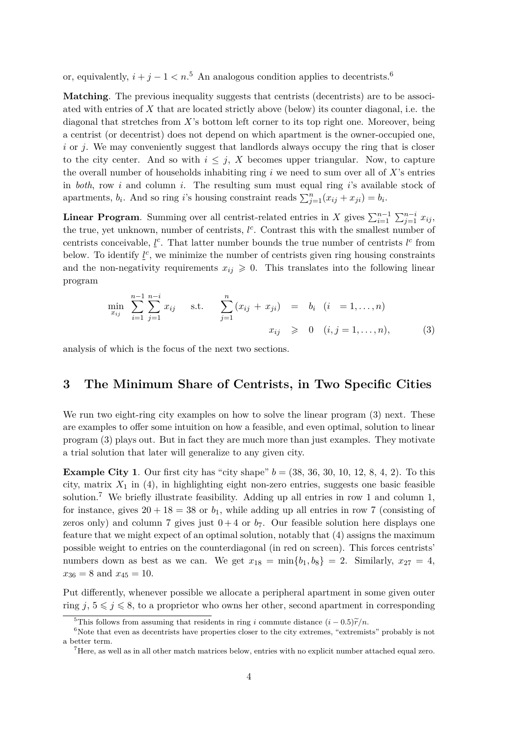or, equivalently, $i + j - 1 < n$.[5] An analogous condition applies to decentrists.[6]

**Matching**. The previous inequality suggests that centrists (decentrists) are to be associated with entries of $X$ that are located strictly above (below) its counter diagonal, i.e. the diagonal that stretches from $X$'s bottom left corner to its top right one. Moreover, being a centrist (or decentrist) does not depend on which apartment is the owner-occupied one, $i$ or $j$. We may conveniently suggest that landlords always occupy the ring that is closer to the city center. And so with $i \leq j$, $X$ becomes upper triangular. Now, to capture the overall number of households inhabiting ring $i$ we need to sum over all of $X$'s entries in *both*, row $i$ and column $i$. The resulting sum must equal ring $i$'s available stock of apartments, $b_i$. And so ring $i$'s housing constraint reads $\sum_{j=1}^{n}(x_{ij} + x_{ji}) = b_i$.

**Linear Program**. Summing over all centrist-related entries in $X$ gives $\sum_{i=1}^{n-1} \sum_{j=1}^{n-i} x_{ij}$, the true, yet unknown, number of centrists, $l^c$. Contrast this with the smallest number of centrists conceivable, $\underline{l}^c$. That latter number bounds the true number of centrists $l^c$ from below. To identify $\underline{l}^c$, we minimize the number of centrists given ring housing constraints and the non-negativity requirements $x_{ij} \geqslant 0$. This translates into the following linear program

$$\min_{x_{ij}} \sum_{i=1}^{n-1} \sum_{j=1}^{n-i} x_{ij} \quad \text{s.t.} \quad \sum_{j=1}^{n} (x_{ij} + x_{ji}) = b_i \quad (i = 1, \ldots, n)$$
$$x_{ij} \geqslant 0 \quad (i, j = 1, \ldots, n), \tag{3}$$

analysis of which is the focus of the next two sections.

## 3 The Minimum Share of Centrists, in Two Specific Cities

We run two eight-ring city examples on how to solve the linear program (3) next. These are examples to offer some intuition on how a feasible, and even optimal, solution to linear program (3) plays out. But in fact they are much more than just examples. They motivate a trial solution that later will generalize to any given city.

**Example City 1**. Our first city has "city shape" $b = (38, 36, 30, 10, 12, 8, 4, 2)$. To this city, matrix $X_1$ in (4), in highlighting eight non-zero entries, suggests one basic feasible solution.[7] We briefly illustrate feasibility. Adding up all entries in row 1 and column 1, for instance, gives $20 + 18 = 38$ or $b_1$, while adding up all entries in row 7 (consisting of zeros only) and column 7 gives just $0 + 4$ or $b_7$. Our feasible solution here displays one feature that we might expect of an optimal solution, notably that (4) assigns the maximum possible weight to entries on the counterdiagonal (in red on screen). This forces centrists' numbers down as best as we can. We get $x_{18} = \min\{b_1, b_8\} = 2$. Similarly, $x_{27} = 4$, $x_{36} = 8$ and $x_{45} = 10$.

Put differently, whenever possible we allocate a peripheral apartment in some given outer ring $j$, $5 \leqslant j \leqslant 8$, to a proprietor who owns her other, second apartment in corresponding

---

[5] This follows from assuming that residents in ring $i$ commute distance $(i - 0.5)\widetilde{r}/n$.

[6] Note that even as decentrists have properties closer to the city extremes, "extremists" probably is not a better term.

[7] Here, as well as in all other match matrices below, entries with no explicit number attached equal zero.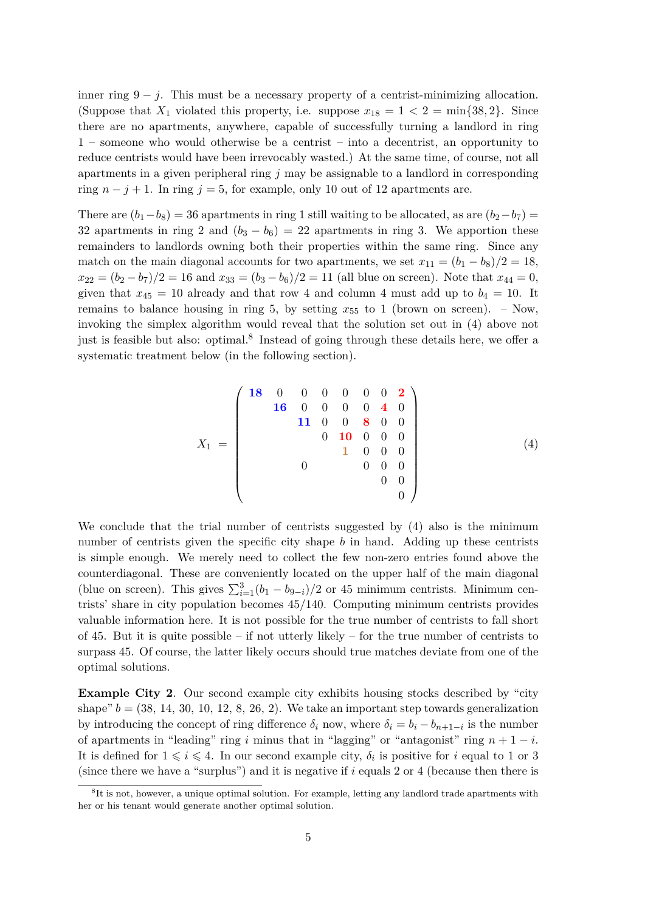inner ring $9 - j$. This must be a necessary property of a centrist-minimizing allocation. (Suppose that $X_1$ violated this property, i.e. suppose $x_{18} = 1 < 2 = \min\{38, 2\}$. Since there are no apartments, anywhere, capable of successfully turning a landlord in ring 1 – someone who would otherwise be a centrist – into a decentrist, an opportunity to reduce centrists would have been irrevocably wasted.) At the same time, of course, not all apartments in a given peripheral ring $j$ may be assignable to a landlord in corresponding ring $n - j + 1$. In ring $j = 5$, for example, only 10 out of 12 apartments are.

There are $(b_1 - b_8) = 36$ apartments in ring 1 still waiting to be allocated, as are $(b_2 - b_7) = 32$ apartments in ring 2 and $(b_3 - b_6) = 22$ apartments in ring 3. We apportion these remainders to landlords owning both their properties within the same ring. Since any match on the main diagonal accounts for two apartments, we set $x_{11} = (b_1 - b_8)/2 = 18$, $x_{22} = (b_2 - b_7)/2 = 16$ and $x_{33} = (b_3 - b_6)/2 = 11$ (all blue on screen). Note that $x_{44} = 0$, given that $x_{45} = 10$ already and that row 4 and column 4 must add up to $b_4 = 10$. It remains to balance housing in ring 5, by setting $x_{55}$ to 1 (brown on screen). – Now, invoking the simplex algorithm would reveal that the solution set out in (4) above not just is feasible but also: optimal.[8] Instead of going through these details here, we offer a systematic treatment below (in the following section).

$$X_1 = \begin{pmatrix} \mathbf{18} & 0 & 0 & 0 & 0 & 0 & 0 & \mathbf{2} \\ & \mathbf{16} & 0 & 0 & 0 & 0 & \mathbf{4} & 0 \\ & & \mathbf{11} & 0 & 0 & \mathbf{8} & 0 & 0 \\ & & & 0 & \mathbf{10} & 0 & 0 & 0 \\ & & & & \mathbf{1} & 0 & 0 & 0 \\ & & 0 & & & 0 & 0 & 0 \\ & & & & & & 0 & 0 \\ & & & & & & & 0 \end{pmatrix} \tag{4}$$

We conclude that the trial number of centrists suggested by (4) also is the minimum number of centrists given the specific city shape $b$ in hand. Adding up these centrists is simple enough. We merely need to collect the few non-zero entries found above the counterdiagonal. These are conveniently located on the upper half of the main diagonal (blue on screen). This gives $\sum_{i=1}^{3}(b_1 - b_{9-i})/2$ or 45 minimum centrists. Minimum centrists' share in city population becomes 45/140. Computing minimum centrists provides valuable information here. It is not possible for the true number of centrists to fall short of 45. But it is quite possible – if not utterly likely – for the true number of centrists to surpass 45. Of course, the latter likely occurs should true matches deviate from one of the optimal solutions.

**Example City 2**. Our second example city exhibits housing stocks described by "city shape" $b = (38, 14, 30, 10, 12, 8, 26, 2)$. We take an important step towards generalization by introducing the concept of ring difference $\delta_i$ now, where $\delta_i = b_i - b_{n+1-i}$ is the number of apartments in "leading" ring $i$ minus that in "lagging" or "antagonist" ring $n + 1 - i$. It is defined for $1 \leqslant i \leqslant 4$. In our second example city, $\delta_i$ is positive for $i$ equal to 1 or 3 (since there we have a "surplus") and it is negative if $i$ equals 2 or 4 (because then there is

[8] It is not, however, a unique optimal solution. For example, letting any landlord trade apartments with her or his tenant would generate another optimal solution.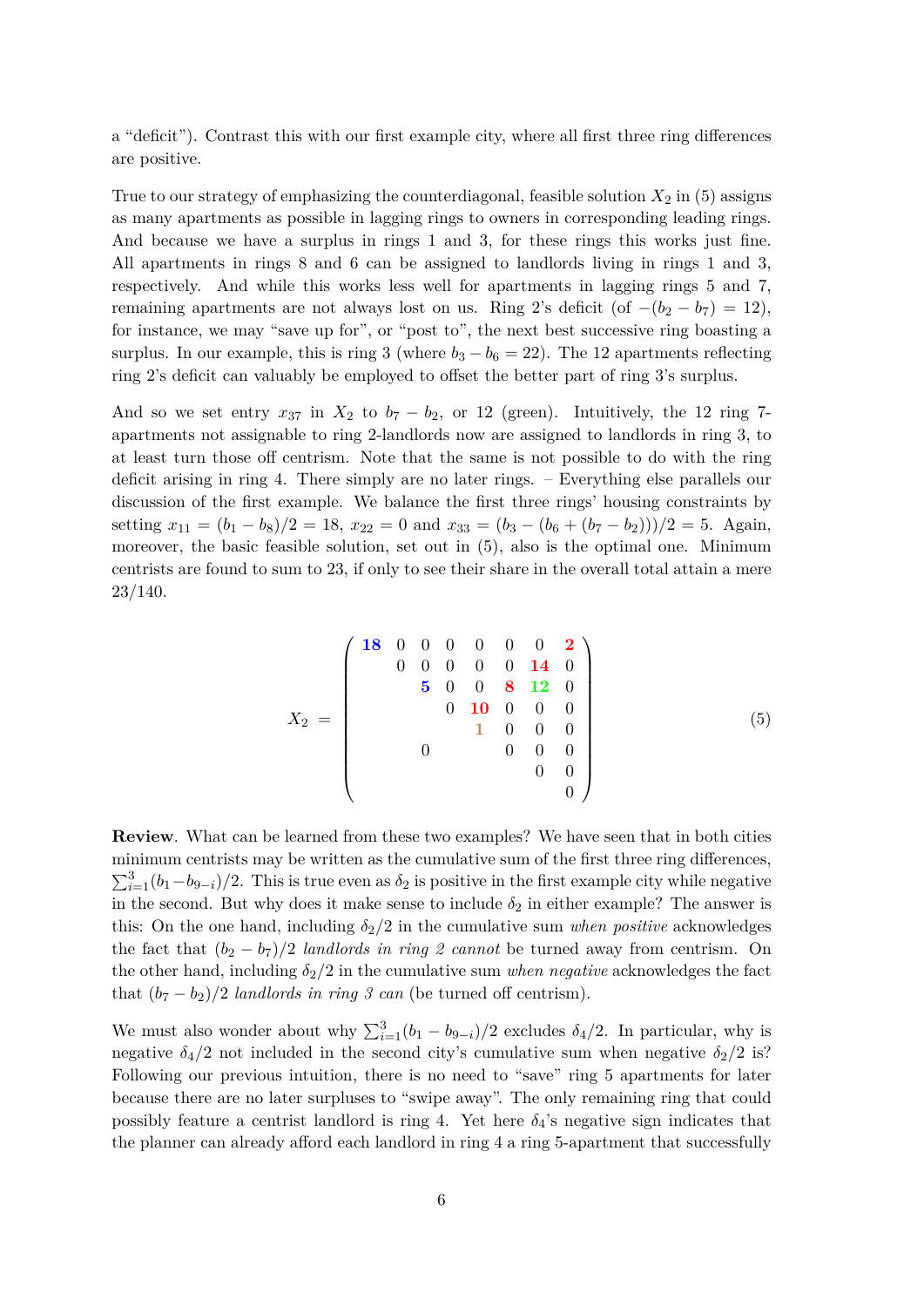a "deficit"). Contrast this with our first example city, where all first three ring differences are positive.

True to our strategy of emphasizing the counterdiagonal, feasible solution $X_2$ in (5) assigns as many apartments as possible in lagging rings to owners in corresponding leading rings. And because we have a surplus in rings 1 and 3, for these rings this works just fine. All apartments in rings 8 and 6 can be assigned to landlords living in rings 1 and 3, respectively. And while this works less well for apartments in lagging rings 5 and 7, remaining apartments are not always lost on us. Ring 2's deficit (of $-(b_2 - b_7) = 12$), for instance, we may "save up for", or "post to", the next best successive ring boasting a surplus. In our example, this is ring 3 (where $b_3 - b_6 = 22$). The 12 apartments reflecting ring 2's deficit can valuably be employed to offset the better part of ring 3's surplus.

And so we set entry $x_{37}$ in $X_2$ to $b_7 - b_2$, or 12 (green). Intuitively, the 12 ring 7-apartments not assignable to ring 2-landlords now are assigned to landlords in ring 3, to at least turn those off centrism. Note that the same is not possible to do with the ring deficit arising in ring 4. There simply are no later rings. – Everything else parallels our discussion of the first example. We balance the first three rings' housing constraints by setting $x_{11} = (b_1 - b_8)/2 = 18$, $x_{22} = 0$ and $x_{33} = (b_3 - (b_6 + (b_7 - b_2)))/2 = 5$. Again, moreover, the basic feasible solution, set out in (5), also is the optimal one. Minimum centrists are found to sum to 23, if only to see their share in the overall total attain a mere 23/140.

$$X_2 = \begin{pmatrix} \mathbf{18} & 0 & 0 & 0 & 0 & 0 & 0 & \mathbf{2} \\ & 0 & 0 & 0 & 0 & 0 & \mathbf{14} & 0 \\ & & \mathbf{5} & 0 & 0 & \mathbf{8} & \mathbf{12} & 0 \\ & & & 0 & \mathbf{10} & 0 & 0 & 0 \\ & & & & \mathbf{1} & 0 & 0 & 0 \\ & & 0 & & & 0 & 0 & 0 \\ & & & & & & 0 & 0 \\ & & & & & & & 0 \end{pmatrix} \tag{5}$$

**Review**. What can be learned from these two examples? We have seen that in both cities minimum centrists may be written as the cumulative sum of the first three ring differences, $\sum_{i=1}^{3}(b_1 - b_{9-i})/2$. This is true even as $\delta_2$ is positive in the first example city while negative in the second. But why does it make sense to include $\delta_2$ in either example? The answer is this: On the one hand, including $\delta_2/2$ in the cumulative sum *when positive* acknowledges the fact that $(b_2 - b_7)/2$ *landlords in ring 2 cannot* be turned away from centrism. On the other hand, including $\delta_2/2$ in the cumulative sum *when negative* acknowledges the fact that $(b_7 - b_2)/2$ *landlords in ring 3 can* (be turned off centrism).

We must also wonder about why $\sum_{i=1}^{3}(b_1 - b_{9-i})/2$ excludes $\delta_4/2$. In particular, why is negative $\delta_4/2$ not included in the second city's cumulative sum when negative $\delta_2/2$ is? Following our previous intuition, there is no need to "save" ring 5 apartments for later because there are no later surpluses to "swipe away". The only remaining ring that could possibly feature a centrist landlord is ring 4. Yet here $\delta_4$'s negative sign indicates that the planner can already afford each landlord in ring 4 a ring 5-apartment that successfully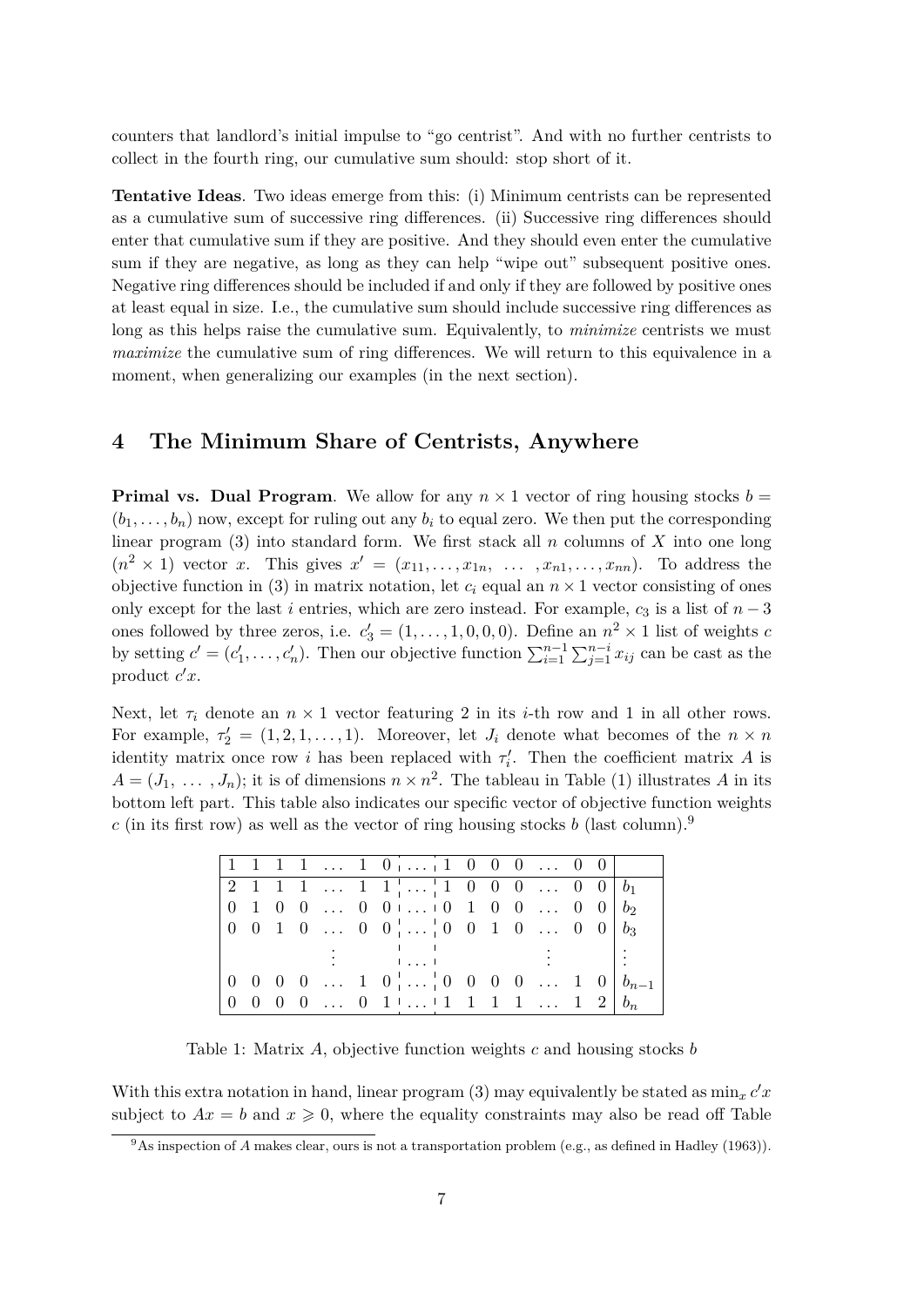counters that landlord's initial impulse to "go centrist". And with no further centrists to collect in the fourth ring, our cumulative sum should: stop short of it.

**Tentative Ideas**. Two ideas emerge from this: (i) Minimum centrists can be represented as a cumulative sum of successive ring differences. (ii) Successive ring differences should enter that cumulative sum if they are positive. And they should even enter the cumulative sum if they are negative, as long as they can help "wipe out" subsequent positive ones. Negative ring differences should be included if and only if they are followed by positive ones at least equal in size. I.e., the cumulative sum should include successive ring differences as long as this helps raise the cumulative sum. Equivalently, to *minimize* centrists we must *maximize* the cumulative sum of ring differences. We will return to this equivalence in a moment, when generalizing our examples (in the next section).

## 4 The Minimum Share of Centrists, Anywhere

**Primal vs. Dual Program**. We allow for any $n \times 1$ vector of ring housing stocks $b = (b_1, \dots, b_n)$ now, except for ruling out any $b_i$ to equal zero. We then put the corresponding linear program (3) into standard form. We first stack all $n$ columns of $X$ into one long $(n^2 \times 1)$ vector $x$. This gives $x' = (x_{11}, \dots, x_{1n}, \; \dots \;, x_{n1}, \dots, x_{nn})$. To address the objective function in (3) in matrix notation, let $c_i$ equal an $n \times 1$ vector consisting of ones only except for the last $i$ entries, which are zero instead. For example, $c_3$ is a list of $n-3$ ones followed by three zeros, i.e. $c_3' = (1, \dots, 1, 0, 0, 0)$. Define an $n^2 \times 1$ list of weights $c$ by setting $c' = (c_1', \dots, c_n')$. Then our objective function $\sum_{i=1}^{n-1} \sum_{j=1}^{n-i} x_{ij}$ can be cast as the product $c'x$.

Next, let $\tau_i$ denote an $n \times 1$ vector featuring 2 in its $i$-th row and 1 in all other rows. For example, $\tau_2' = (1, 2, 1, \dots, 1)$. Moreover, let $J_i$ denote what becomes of the $n \times n$ identity matrix once row $i$ has been replaced with $\tau_i'$. Then the coefficient matrix $A$ is $A = (J_1, \; \dots \;, J_n)$; it is of dimensions $n \times n^2$. The tableau in Table (1) illustrates $A$ in its bottom left part. This table also indicates our specific vector of objective function weights $c$ (in its first row) as well as the vector of ring housing stocks $b$ (last column).[9]

| | | | | | | | | | | | | | | | | |
|---|---|---|---|---|---|---|---|---|---|---|---|---|---|---|---|---|
| 1 | 1 | 1 | 1 | … | 1 | 0 | … | 1 | 0 | 0 | 0 | … | 0 | 0 | |
| 2 | 1 | 1 | 1 | … | 1 | 1 | … | 1 | 0 | 0 | 0 | … | 0 | 0 | $b_1$ |
| 0 | 1 | 0 | 0 | … | 0 | 0 | … | 0 | 1 | 0 | 0 | … | 0 | 0 | $b_2$ |
| 0 | 0 | 1 | 0 | … | 0 | 0 | … | 0 | 0 | 1 | 0 | … | 0 | 0 | $b_3$ |
| | | | | ⋮ | | | … | | | | | ⋮ | | | ⋮ |
| 0 | 0 | 0 | 0 | … | 1 | 0 | … | 0 | 0 | 0 | 0 | … | 1 | 0 | $b_{n-1}$ |
| 0 | 0 | 0 | 0 | … | 0 | 1 | … | 1 | 1 | 1 | 1 | … | 1 | 2 | $b_n$ |

Table 1: Matrix $A$, objective function weights $c$ and housing stocks $b$

With this extra notation in hand, linear program (3) may equivalently be stated as $\min_x c'x$ subject to $Ax = b$ and $x \geqslant 0$, where the equality constraints may also be read off Table

[9]As inspection of $A$ makes clear, ours is not a transportation problem (e.g., as defined in Hadley (1963)).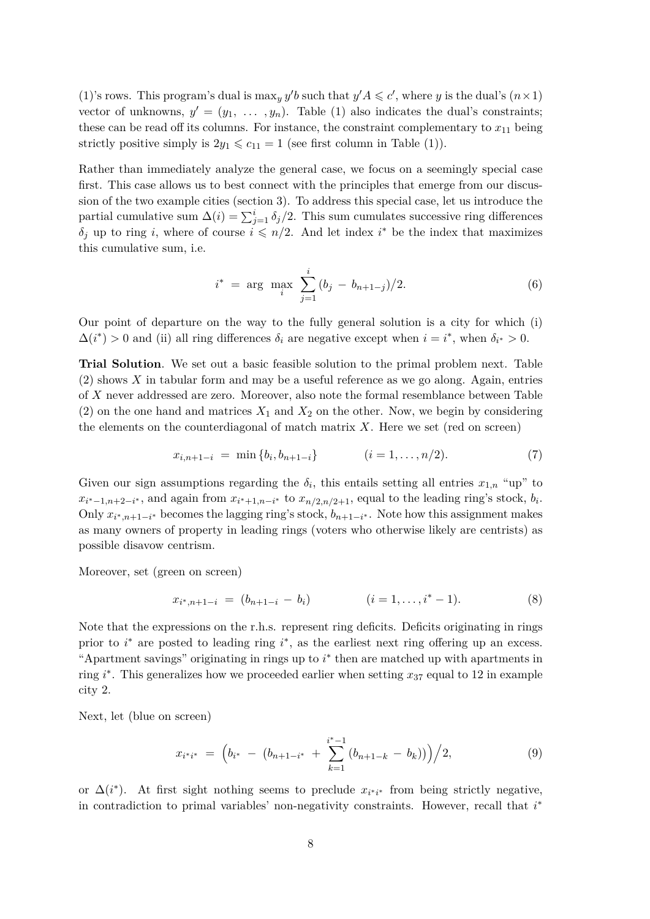(1)'s rows. This program's dual is $\max_y y'b$ such that $y'A \leqslant c'$, where $y$ is the dual's $(n \times 1)$ vector of unknowns, $y' = (y_1, \ldots, y_n)$. Table (1) also indicates the dual's constraints; these can be read off its columns. For instance, the constraint complementary to $x_{11}$ being strictly positive simply is $2y_1 \leqslant c_{11} = 1$ (see first column in Table (1)).

Rather than immediately analyze the general case, we focus on a seemingly special case first. This case allows us to best connect with the principles that emerge from our discussion of the two example cities (section 3). To address this special case, let us introduce the partial cumulative sum $\Delta(i) = \sum_{j=1}^{i} \delta_j/2$. This sum cumulates successive ring differences $\delta_j$ up to ring $i$, where of course $i \leqslant n/2$. And let index $i^*$ be the index that maximizes this cumulative sum, i.e.

$$i^* = \arg \max_i \sum_{j=1}^{i} (b_j - b_{n+1-j})/2. \tag{6}$$

Our point of departure on the way to the fully general solution is a city for which (i) $\Delta(i^*) > 0$ and (ii) all ring differences $\delta_i$ are negative except when $i = i^*$, when $\delta_{i^*} > 0$.

**Trial Solution**. We set out a basic feasible solution to the primal problem next. Table (2) shows $X$ in tabular form and may be a useful reference as we go along. Again, entries of $X$ never addressed are zero. Moreover, also note the formal resemblance between Table (2) on the one hand and matrices $X_1$ and $X_2$ on the other. Now, we begin by considering the elements on the counterdiagonal of match matrix $X$. Here we set (red on screen)

$$x_{i,n+1-i} = \min\{b_i, b_{n+1-i}\} \qquad (i = 1, \ldots, n/2). \tag{7}$$

Given our sign assumptions regarding the $\delta_i$, this entails setting all entries $x_{1,n}$ "up" to $x_{i^*-1,n+2-i^*}$, and again from $x_{i^*+1,n-i^*}$ to $x_{n/2,n/2+1}$, equal to the leading ring's stock, $b_i$. Only $x_{i^*,n+1-i^*}$ becomes the lagging ring's stock, $b_{n+1-i^*}$. Note how this assignment makes as many owners of property in leading rings (voters who otherwise likely are centrists) as possible disavow centrism.

Moreover, set (green on screen)

$$x_{i^*,n+1-i} = (b_{n+1-i} - b_i) \qquad (i = 1, \ldots, i^* - 1). \tag{8}$$

Note that the expressions on the r.h.s. represent ring deficits. Deficits originating in rings prior to $i^*$ are posted to leading ring $i^*$, as the earliest next ring offering up an excess. "Apartment savings" originating in rings up to $i^*$ then are matched up with apartments in ring $i^*$. This generalizes how we proceeded earlier when setting $x_{37}$ equal to 12 in example city 2.

Next, let (blue on screen)

$$x_{i^*i^*} = \Big(b_{i^*} - \big(b_{n+1-i^*} + \sum_{k=1}^{i^*-1} (b_{n+1-k} - b_k)\big)\Big)\Big/2, \tag{9}$$

or $\Delta(i^*)$. At first sight nothing seems to preclude $x_{i^*i^*}$ from being strictly negative, in contradiction to primal variables' non-negativity constraints. However, recall that $i^*$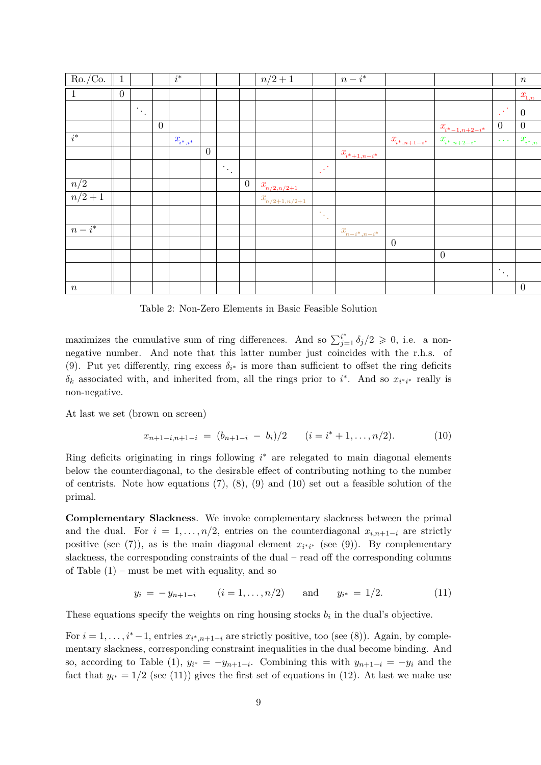| Ro./Co. | 1 | | | $i^*$ | | | | $n/2+1$ | | $n-i^*$ | | | | $n$ |
|---|---|---|---|---|---|---|---|---|---|---|---|---|---|---|
| 1 | 0 | | | | | | | | | | | | | $x_{1,n}$ |
| | | $\ddots$ | | | | | | | | | | | $\iddots$ | 0 |
| | | | 0 | | | | | | | | | $x_{i^*-1,n+2-i^*}$ | 0 | 0 |
| $i^*$ | | | | $x_{i^*,i^*}$ | | | | | | | $x_{i^*,n+1-i^*}$ | $x_{i^*,n+2-i^*}$ | $\dots$ | $x_{i^*,n}$ |
| | | | | | 0 | | | | | $x_{i^*+1,n-i^*}$ | | | | |
| | | | | | | $\ddots$ | | | $\iddots$ | | | | | |
| $n/2$ | | | | | | | 0 | $x_{n/2,n/2+1}$ | | | | | | |
| $n/2+1$ | | | | | | | | $x_{n/2+1,n/2+1}$ | | | | | | |
| | | | | | | | | | $\ddots$ | | | | | |
| $n-i^*$ | | | | | | | | | | $x_{n-i^*,n-i^*}$ | | | | |
| | | | | | | | | | | | 0 | | | |
| | | | | | | | | | | | | 0 | | |
| | | | | | | | | | | | | | $\ddots$ | |
| $n$ | | | | | | | | | | | | | | 0 |

Table 2: Non-Zero Elements in Basic Feasible Solution

maximizes the cumulative sum of ring differences. And so $\sum_{j=1}^{i^*} \delta_j/2 \geqslant 0$, i.e. a non-negative number. And note that this latter number just coincides with the r.h.s. of (9). Put yet differently, ring excess $\delta_{i^*}$ is more than sufficient to offset the ring deficits $\delta_k$ associated with, and inherited from, all the rings prior to $i^*$. And so $x_{i^*i^*}$ really is non-negative.

At last we set (brown on screen)

$$x_{n+1-i,n+1-i} \;=\; (b_{n+1-i} \;-\; b_i)/2 \qquad (i = i^*+1, \ldots, n/2). \tag{10}$$

Ring deficits originating in rings following $i^*$ are relegated to main diagonal elements below the counterdiagonal, to the desirable effect of contributing nothing to the number of centrists. Note how equations (7), (8), (9) and (10) set out a feasible solution of the primal.

**Complementary Slackness**. We invoke complementary slackness between the primal and the dual. For $i = 1, \ldots, n/2$, entries on the counterdiagonal $x_{i,n+1-i}$ are strictly positive (see (7)), as is the main diagonal element $x_{i^*i^*}$ (see (9)). By complementary slackness, the corresponding constraints of the dual – read off the corresponding columns of Table (1) – must be met with equality, and so

$$y_i \;=\; -\,y_{n+1-i} \qquad (i = 1, \ldots, n/2) \qquad \text{and} \qquad y_{i^*} \;=\; 1/2. \tag{11}$$

These equations specify the weights on ring housing stocks $b_i$ in the dual's objective.

For $i = 1, \ldots, i^*-1$, entries $x_{i^*,n+1-i}$ are strictly positive, too (see (8)). Again, by complementary slackness, corresponding constraint inequalities in the dual become binding. And so, according to Table (1), $y_{i^*} = -y_{n+1-i}$. Combining this with $y_{n+1-i} = -y_i$ and the fact that $y_{i^*} = 1/2$ (see (11)) gives the first set of equations in (12). At last we make use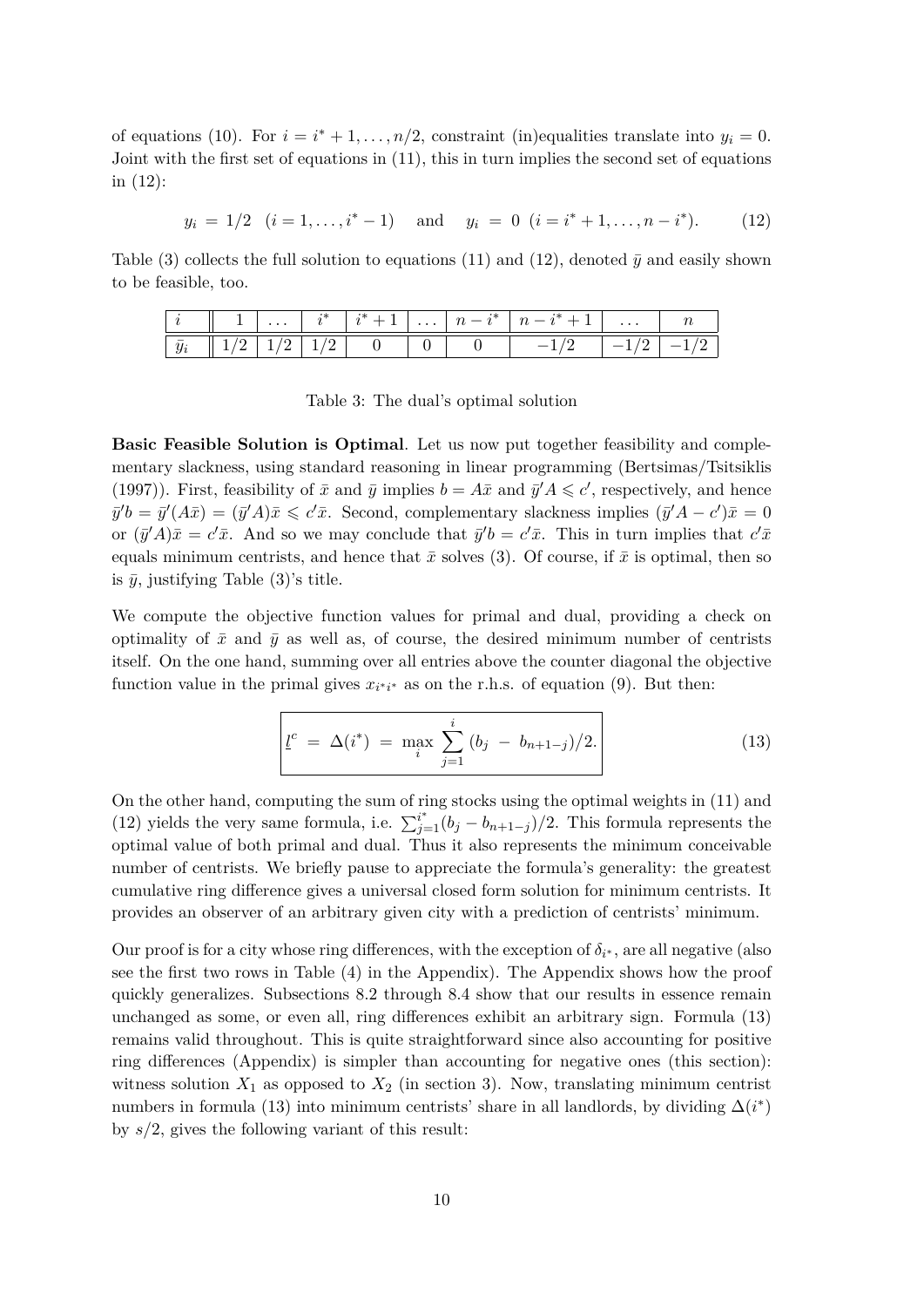of equations (10). For $i = i^* + 1, \ldots, n/2$, constraint (in)equalities translate into $y_i = 0$. Joint with the first set of equations in (11), this in turn implies the second set of equations in (12):

$$y_i \;=\; 1/2 \quad (i = 1, \ldots, i^* - 1) \quad \text{ and } \quad y_i \;=\; 0 \;\; (i = i^* + 1, \ldots, n - i^*). \tag{12}$$

Table (3) collects the full solution to equations (11) and (12), denoted $\bar{y}$ and easily shown to be feasible, too.

| $i$ | 1 | ... | $i^*$ | $i^*+1$ | ... | $n-i^*$ | $n-i^*+1$ | ... | $n$ |
|---|---|---|---|---|---|---|---|---|---|
| $\bar{y}_i$ | $1/2$ | $1/2$ | $1/2$ | 0 | 0 | 0 | $-1/2$ | $-1/2$ | $-1/2$ |

Table 3: The dual's optimal solution

**Basic Feasible Solution is Optimal**. Let us now put together feasibility and complementary slackness, using standard reasoning in linear programming (Bertsimas/Tsitsiklis (1997)). First, feasibility of $\bar{x}$ and $\bar{y}$ implies $b = A\bar{x}$ and $\bar{y}'A \leqslant c'$, respectively, and hence $\bar{y}'b = \bar{y}'(A\bar{x}) = (\bar{y}'A)\bar{x} \leqslant c'\bar{x}$. Second, complementary slackness implies $(\bar{y}'A - c')\bar{x} = 0$ or $(\bar{y}'A)\bar{x} = c'\bar{x}$. And so we may conclude that $\bar{y}'b = c'\bar{x}$. This in turn implies that $c'\bar{x}$ equals minimum centrists, and hence that $\bar{x}$ solves (3). Of course, if $\bar{x}$ is optimal, then so is $\bar{y}$, justifying Table (3)'s title.

We compute the objective function values for primal and dual, providing a check on optimality of $\bar{x}$ and $\bar{y}$ as well as, of course, the desired minimum number of centrists itself. On the one hand, summing over all entries above the counter diagonal the objective function value in the primal gives $x_{i^*i^*}$ as on the r.h.s. of equation (9). But then:

$$\boxed{\underline{l}^c \;=\; \Delta(i^*) \;=\; \max_i \; \sum_{j=1}^{i} \, (b_j \;-\; b_{n+1-j})/2.} \tag{13}$$

On the other hand, computing the sum of ring stocks using the optimal weights in (11) and (12) yields the very same formula, i.e. $\sum_{j=1}^{i^*}(b_j - b_{n+1-j})/2$. This formula represents the optimal value of both primal and dual. Thus it also represents the minimum conceivable number of centrists. We briefly pause to appreciate the formula's generality: the greatest cumulative ring difference gives a universal closed form solution for minimum centrists. It provides an observer of an arbitrary given city with a prediction of centrists' minimum.

Our proof is for a city whose ring differences, with the exception of $\delta_{i^*}$, are all negative (also see the first two rows in Table (4) in the Appendix). The Appendix shows how the proof quickly generalizes. Subsections 8.2 through 8.4 show that our results in essence remain unchanged as some, or even all, ring differences exhibit an arbitrary sign. Formula (13) remains valid throughout. This is quite straightforward since also accounting for positive ring differences (Appendix) is simpler than accounting for negative ones (this section): witness solution $X_1$ as opposed to $X_2$ (in section 3). Now, translating minimum centrist numbers in formula (13) into minimum centrists' share in all landlords, by dividing $\Delta(i^*)$ by $s/2$, gives the following variant of this result: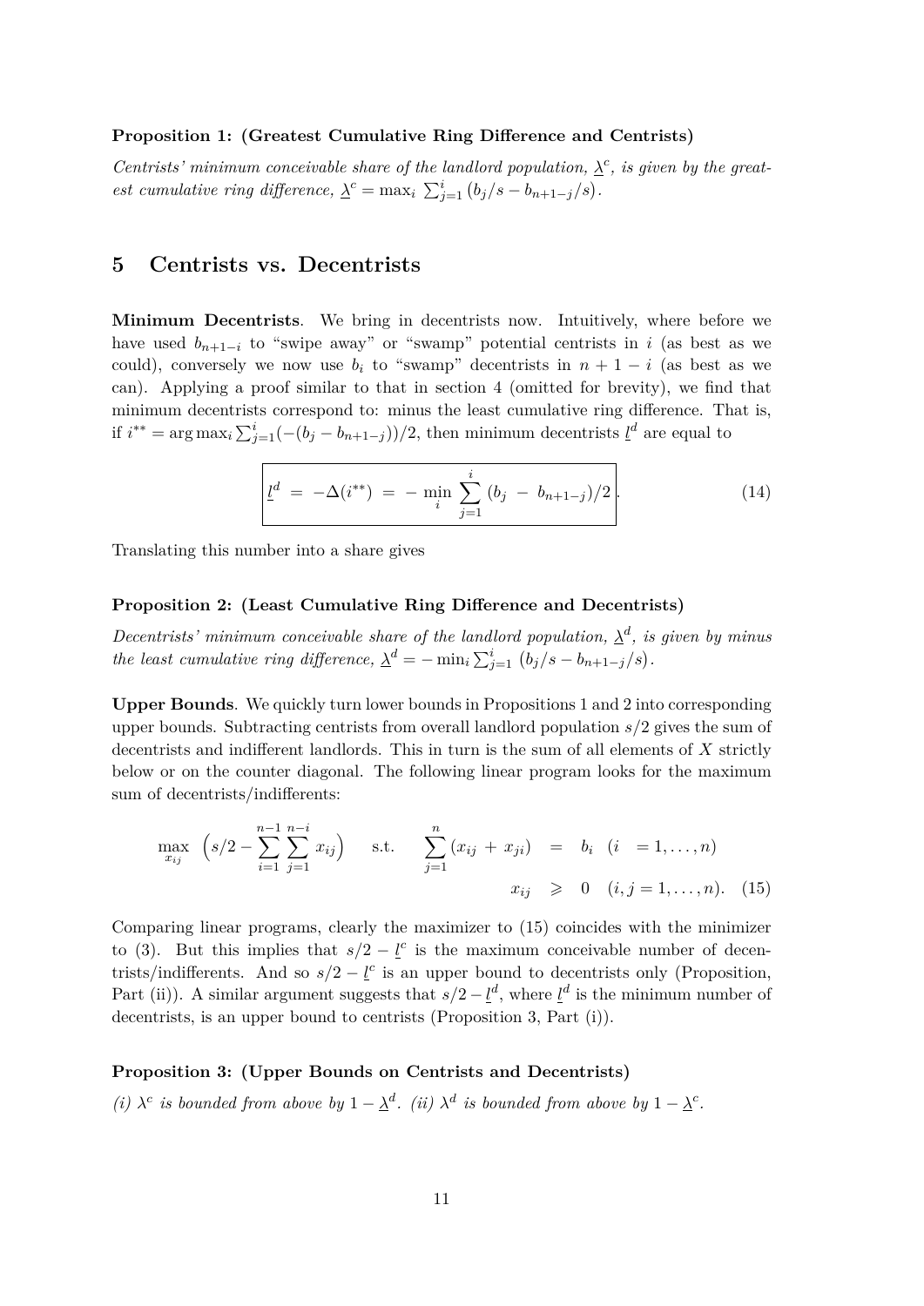**Proposition 1: (Greatest Cumulative Ring Difference and Centrists)**

*Centrists' minimum conceivable share of the landlord population, $\underline{\lambda}^c$, is given by the greatest cumulative ring difference, $\underline{\lambda}^c = \max_i \sum_{j=1}^{i} \big(b_j/s - b_{n+1-j}/s\big)$.*

## 5 Centrists vs. Decentrists

**Minimum Decentrists**. We bring in decentrists now. Intuitively, where before we have used $b_{n+1-i}$ to "swipe away" or "swamp" potential centrists in $i$ (as best as we could), conversely we now use $b_i$ to "swamp" decentrists in $n+1-i$ (as best as we can). Applying a proof similar to that in section 4 (omitted for brevity), we find that minimum decentrists correspond to: minus the least cumulative ring difference. That is, if $i^{**} = \arg\max_i \sum_{j=1}^{i}(-(b_j - b_{n+1-j}))/2$, then minimum decentrists $\underline{l}^d$ are equal to

$$\boxed{\underline{l}^d \;=\; -\Delta(i^{**}) \;=\; -\min_i \sum_{j=1}^{i} \left(b_j \;-\; b_{n+1-j}\right)/2}. \tag{14}$$

Translating this number into a share gives

**Proposition 2: (Least Cumulative Ring Difference and Decentrists)**

*Decentrists' minimum conceivable share of the landlord population, $\underline{\lambda}^d$, is given by minus the least cumulative ring difference, $\underline{\lambda}^d = -\min_i \sum_{j=1}^{i} \left(b_j/s - b_{n+1-j}/s\right)$.*

**Upper Bounds**. We quickly turn lower bounds in Propositions 1 and 2 into corresponding upper bounds. Subtracting centrists from overall landlord population $s/2$ gives the sum of decentrists and indifferent landlords. This in turn is the sum of all elements of $X$ strictly below or on the counter diagonal. The following linear program looks for the maximum sum of decentrists/indifferents:

$$\max_{x_{ij}} \;\Big(s/2 - \sum_{i=1}^{n-1}\sum_{j=1}^{n-i} x_{ij}\Big) \quad \text{s.t.} \quad \sum_{j=1}^{n}(x_{ij} + x_{ji}) \;=\; b_i \quad (i = 1,\dots,n)$$
$$x_{ij} \;\geqslant\; 0 \quad (i,j = 1,\dots,n). \tag{15}$$

Comparing linear programs, clearly the maximizer to (15) coincides with the minimizer to (3). But this implies that $s/2 - \underline{l}^c$ is the maximum conceivable number of decentrists/indifferents. And so $s/2 - \underline{l}^c$ is an upper bound to decentrists only (Proposition, Part (ii)). A similar argument suggests that $s/2 - \underline{l}^d$, where $\underline{l}^d$ is the minimum number of decentrists, is an upper bound to centrists (Proposition 3, Part (i)).

**Proposition 3: (Upper Bounds on Centrists and Decentrists)**

*(i) $\lambda^c$ is bounded from above by $1 - \underline{\lambda}^d$. (ii) $\lambda^d$ is bounded from above by $1 - \underline{\lambda}^c$.*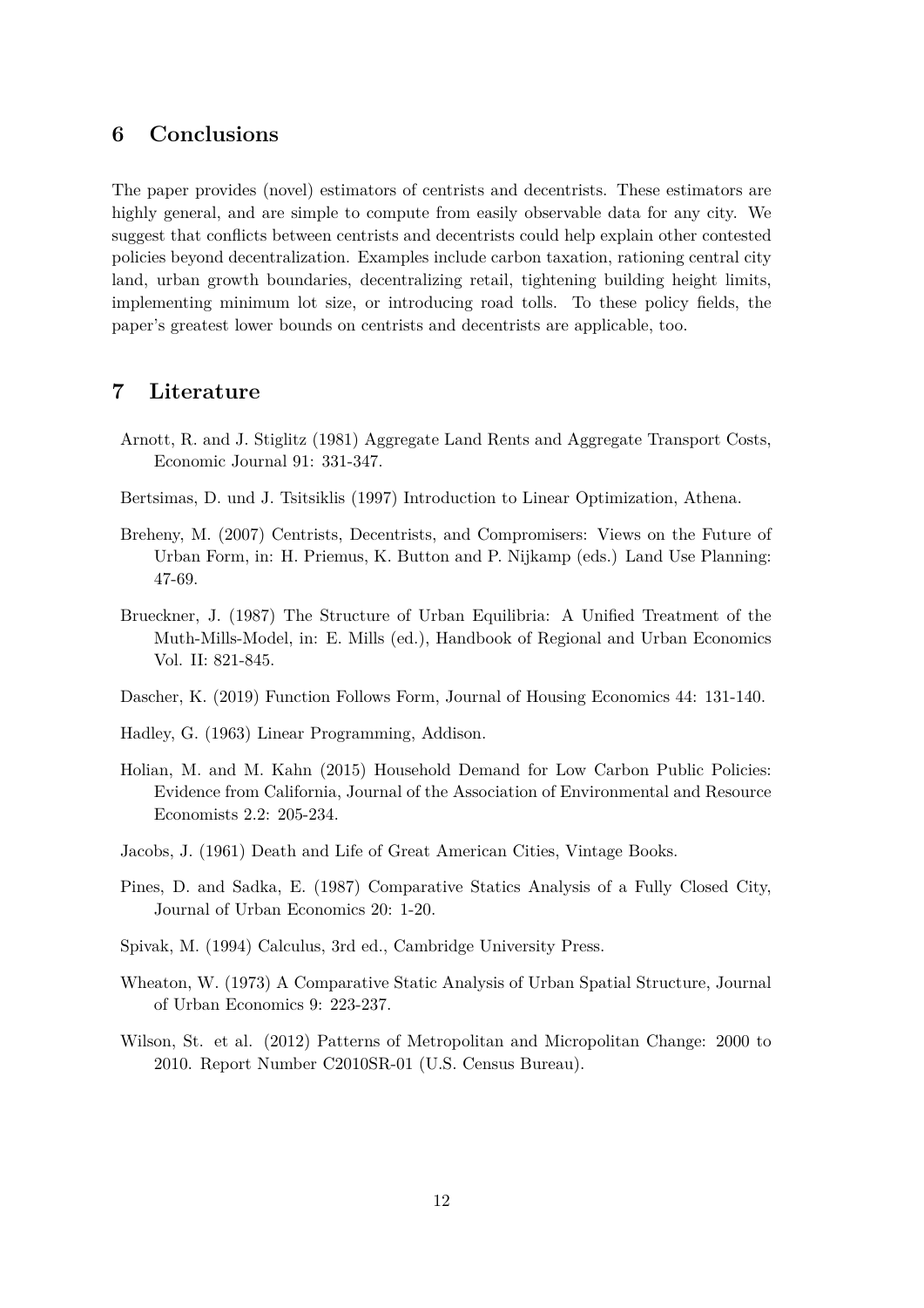## 6 Conclusions

The paper provides (novel) estimators of centrists and decentrists. These estimators are highly general, and are simple to compute from easily observable data for any city. We suggest that conflicts between centrists and decentrists could help explain other contested policies beyond decentralization. Examples include carbon taxation, rationing central city land, urban growth boundaries, decentralizing retail, tightening building height limits, implementing minimum lot size, or introducing road tolls. To these policy fields, the paper's greatest lower bounds on centrists and decentrists are applicable, too.

## 7 Literature

Arnott, R. and J. Stiglitz (1981) Aggregate Land Rents and Aggregate Transport Costs, Economic Journal 91: 331-347.

Bertsimas, D. und J. Tsitsiklis (1997) Introduction to Linear Optimization, Athena.

Breheny, M. (2007) Centrists, Decentrists, and Compromisers: Views on the Future of Urban Form, in: H. Priemus, K. Button and P. Nijkamp (eds.) Land Use Planning: 47-69.

Brueckner, J. (1987) The Structure of Urban Equilibria: A Unified Treatment of the Muth-Mills-Model, in: E. Mills (ed.), Handbook of Regional and Urban Economics Vol. II: 821-845.

Dascher, K. (2019) Function Follows Form, Journal of Housing Economics 44: 131-140.

Hadley, G. (1963) Linear Programming, Addison.

Holian, M. and M. Kahn (2015) Household Demand for Low Carbon Public Policies: Evidence from California, Journal of the Association of Environmental and Resource Economists 2.2: 205-234.

Jacobs, J. (1961) Death and Life of Great American Cities, Vintage Books.

Pines, D. and Sadka, E. (1987) Comparative Statics Analysis of a Fully Closed City, Journal of Urban Economics 20: 1-20.

Spivak, M. (1994) Calculus, 3rd ed., Cambridge University Press.

Wheaton, W. (1973) A Comparative Static Analysis of Urban Spatial Structure, Journal of Urban Economics 9: 223-237.

Wilson, St. et al. (2012) Patterns of Metropolitan and Micropolitan Change: 2000 to 2010. Report Number C2010SR-01 (U.S. Census Bureau).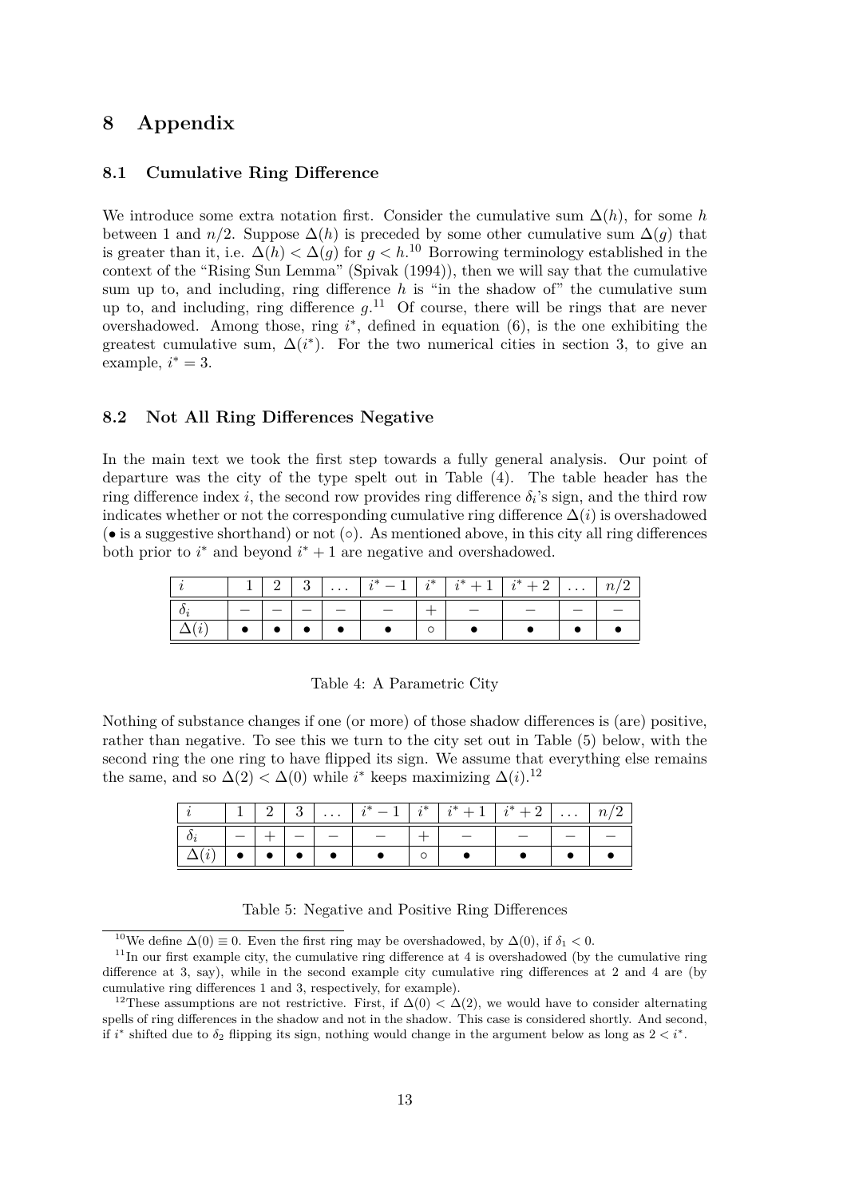# 8 Appendix

## 8.1 Cumulative Ring Difference

We introduce some extra notation first. Consider the cumulative sum $\Delta(h)$, for some $h$ between 1 and $n/2$. Suppose $\Delta(h)$ is preceded by some other cumulative sum $\Delta(g)$ that is greater than it, i.e. $\Delta(h) < \Delta(g)$ for $g < h$.[10] Borrowing terminology established in the context of the "Rising Sun Lemma" (Spivak (1994)), then we will say that the cumulative sum up to, and including, ring difference $h$ is "in the shadow of" the cumulative sum up to, and including, ring difference $g$.[11] Of course, there will be rings that are never overshadowed. Among those, ring $i^*$, defined in equation (6), is the one exhibiting the greatest cumulative sum, $\Delta(i^*)$. For the two numerical cities in section 3, to give an example, $i^* = 3$.

## 8.2 Not All Ring Differences Negative

In the main text we took the first step towards a fully general analysis. Our point of departure was the city of the type spelt out in Table (4). The table header has the ring difference index $i$, the second row provides ring difference $\delta_i$'s sign, and the third row indicates whether or not the corresponding cumulative ring difference $\Delta(i)$ is overshadowed (● is a suggestive shorthand) or not (○). As mentioned above, in this city all ring differences both prior to $i^*$ and beyond $i^* + 1$ are negative and overshadowed.

| $i$ | 1 | 2 | 3 | ... | $i^* - 1$ | $i^*$ | $i^* + 1$ | $i^* + 2$ | ... | $n/2$ |
|---|---|---|---|---|---|---|---|---|---|---|
| $\delta_i$ | $-$ | $-$ | $-$ | $-$ | $-$ | $+$ | $-$ | $-$ | $-$ | $-$ |
| $\Delta(i)$ | ● | ● | ● | ● | ● | ○ | ● | ● | ● | ● |

Table 4: A Parametric City

Nothing of substance changes if one (or more) of those shadow differences is (are) positive, rather than negative. To see this we turn to the city set out in Table (5) below, with the second ring the one ring to have flipped its sign. We assume that everything else remains the same, and so $\Delta(2) < \Delta(0)$ while $i^*$ keeps maximizing $\Delta(i)$.[12]

| $i$ | 1 | 2 | 3 | ... | $i^* - 1$ | $i^*$ | $i^* + 1$ | $i^* + 2$ | ... | $n/2$ |
|---|---|---|---|---|---|---|---|---|---|---|
| $\delta_i$ | $-$ | $+$ | $-$ | $-$ | $-$ | $+$ | $-$ | $-$ | $-$ | $-$ |
| $\Delta(i)$ | ● | ● | ● | ● | ● | ○ | ● | ● | ● | ● |

Table 5: Negative and Positive Ring Differences

[10] We define $\Delta(0) \equiv 0$. Even the first ring may be overshadowed, by $\Delta(0)$, if $\delta_1 < 0$.

[11] In our first example city, the cumulative ring difference at 4 is overshadowed (by the cumulative ring difference at 3, say), while in the second example city cumulative ring differences at 2 and 4 are (by cumulative ring differences 1 and 3, respectively, for example).

[12] These assumptions are not restrictive. First, if $\Delta(0) < \Delta(2)$, we would have to consider alternating spells of ring differences in the shadow and not in the shadow. This case is considered shortly. And second, if $i^*$ shifted due to $\delta_2$ flipping its sign, nothing would change in the argument below as long as $2 < i^*$.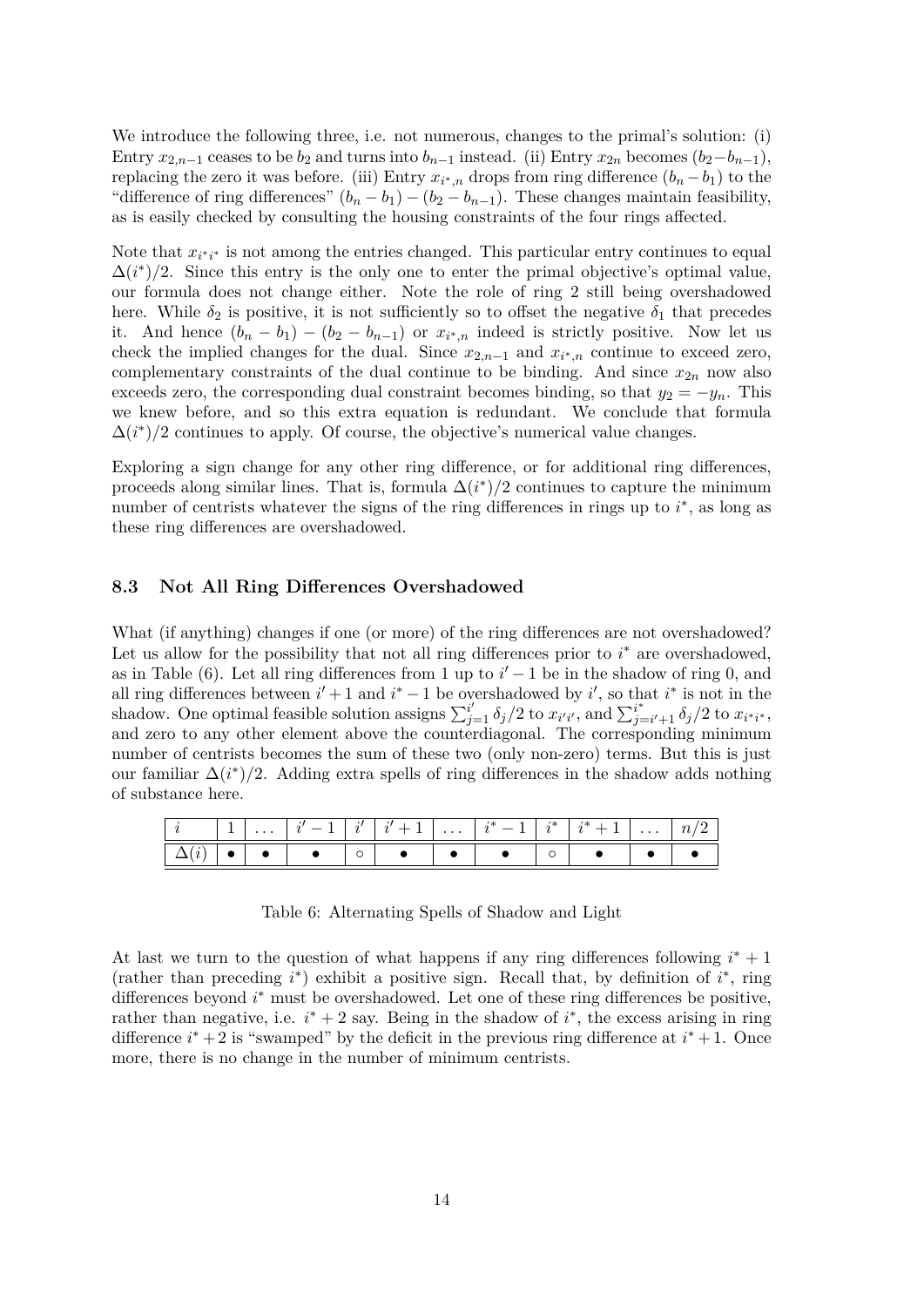We introduce the following three, i.e. not numerous, changes to the primal's solution: (i) Entry $x_{2,n-1}$ ceases to be $b_2$ and turns into $b_{n-1}$ instead. (ii) Entry $x_{2n}$ becomes $(b_2 - b_{n-1})$, replacing the zero it was before. (iii) Entry $x_{i^*,n}$ drops from ring difference $(b_n - b_1)$ to the "difference of ring differences" $(b_n - b_1) - (b_2 - b_{n-1})$. These changes maintain feasibility, as is easily checked by consulting the housing constraints of the four rings affected.

Note that $x_{i^*i^*}$ is not among the entries changed. This particular entry continues to equal $\Delta(i^*)/2$. Since this entry is the only one to enter the primal objective's optimal value, our formula does not change either. Note the role of ring 2 still being overshadowed here. While $\delta_2$ is positive, it is not sufficiently so to offset the negative $\delta_1$ that precedes it. And hence $(b_n - b_1) - (b_2 - b_{n-1})$ or $x_{i^*,n}$ indeed is strictly positive. Now let us check the implied changes for the dual. Since $x_{2,n-1}$ and $x_{i^*,n}$ continue to exceed zero, complementary constraints of the dual continue to be binding. And since $x_{2n}$ now also exceeds zero, the corresponding dual constraint becomes binding, so that $y_2 = -y_n$. This we knew before, and so this extra equation is redundant. We conclude that formula $\Delta(i^*)/2$ continues to apply. Of course, the objective's numerical value changes.

Exploring a sign change for any other ring difference, or for additional ring differences, proceeds along similar lines. That is, formula $\Delta(i^*)/2$ continues to capture the minimum number of centrists whatever the signs of the ring differences in rings up to $i^*$, as long as these ring differences are overshadowed.

### 8.3 Not All Ring Differences Overshadowed

What (if anything) changes if one (or more) of the ring differences are not overshadowed? Let us allow for the possibility that not all ring differences prior to $i^*$ are overshadowed, as in Table (6). Let all ring differences from 1 up to $i' - 1$ be in the shadow of ring 0, and all ring differences between $i' + 1$ and $i^* - 1$ be overshadowed by $i'$, so that $i^*$ is not in the shadow. One optimal feasible solution assigns $\sum_{j=1}^{i'} \delta_j/2$ to $x_{i'i'}$, and $\sum_{j=i'+1}^{i^*} \delta_j/2$ to $x_{i^*i^*}$, and zero to any other element above the counterdiagonal. The corresponding minimum number of centrists becomes the sum of these two (only non-zero) terms. But this is just our familiar $\Delta(i^*)/2$. Adding extra spells of ring differences in the shadow adds nothing of substance here.

| $i$ | 1 | ... | $i'-1$ | $i'$ | $i'+1$ | ... | $i^*-1$ | $i^*$ | $i^*+1$ | ... | $n/2$ |
|---|---|---|---|---|---|---|---|---|---|---|---|
| $\Delta(i)$ | • | • | • | ○ | • | • | • | ○ | • | • | • |

Table 6: Alternating Spells of Shadow and Light

At last we turn to the question of what happens if any ring differences following $i^* + 1$ (rather than preceding $i^*$) exhibit a positive sign. Recall that, by definition of $i^*$, ring differences beyond $i^*$ must be overshadowed. Let one of these ring differences be positive, rather than negative, i.e. $i^* + 2$ say. Being in the shadow of $i^*$, the excess arising in ring difference $i^* + 2$ is "swamped" by the deficit in the previous ring difference at $i^* + 1$. Once more, there is no change in the number of minimum centrists.